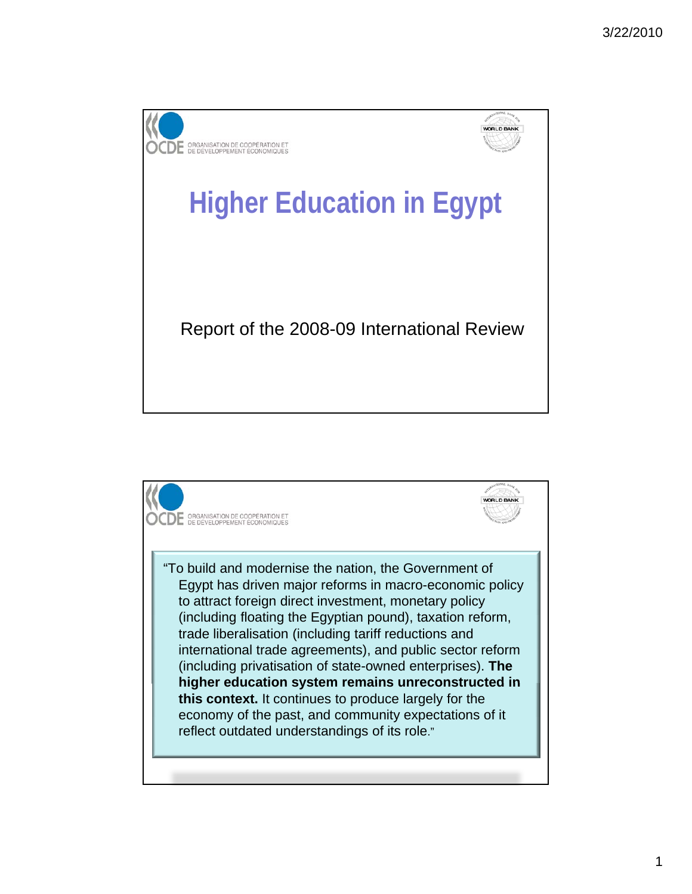OCDE ORGANISATION DE COOPÉRATION ET DE DÉVELOPPEMENT ÉCONOMIQUES

WORLD BANK

# Higher Education in Egypt

Report of the 2008-09 International Review

---

OCDE ORGANISATION DE COOPÉRATION ET DE DÉVELOPPEMENT ÉCONOMIQUES

WORLD BANK

"To build and modernise the nation, the Government of Egypt has driven major reforms in macro-economic policy to attract foreign direct investment, monetary policy (including floating the Egyptian pound), taxation reform, trade liberalisation (including tariff reductions and international trade agreements), and public sector reform (including privatisation of state-owned enterprises). **The higher education system remains unreconstructed in this context.** It continues to produce largely for the economy of the past, and community expectations of it reflect outdated understandings of its role."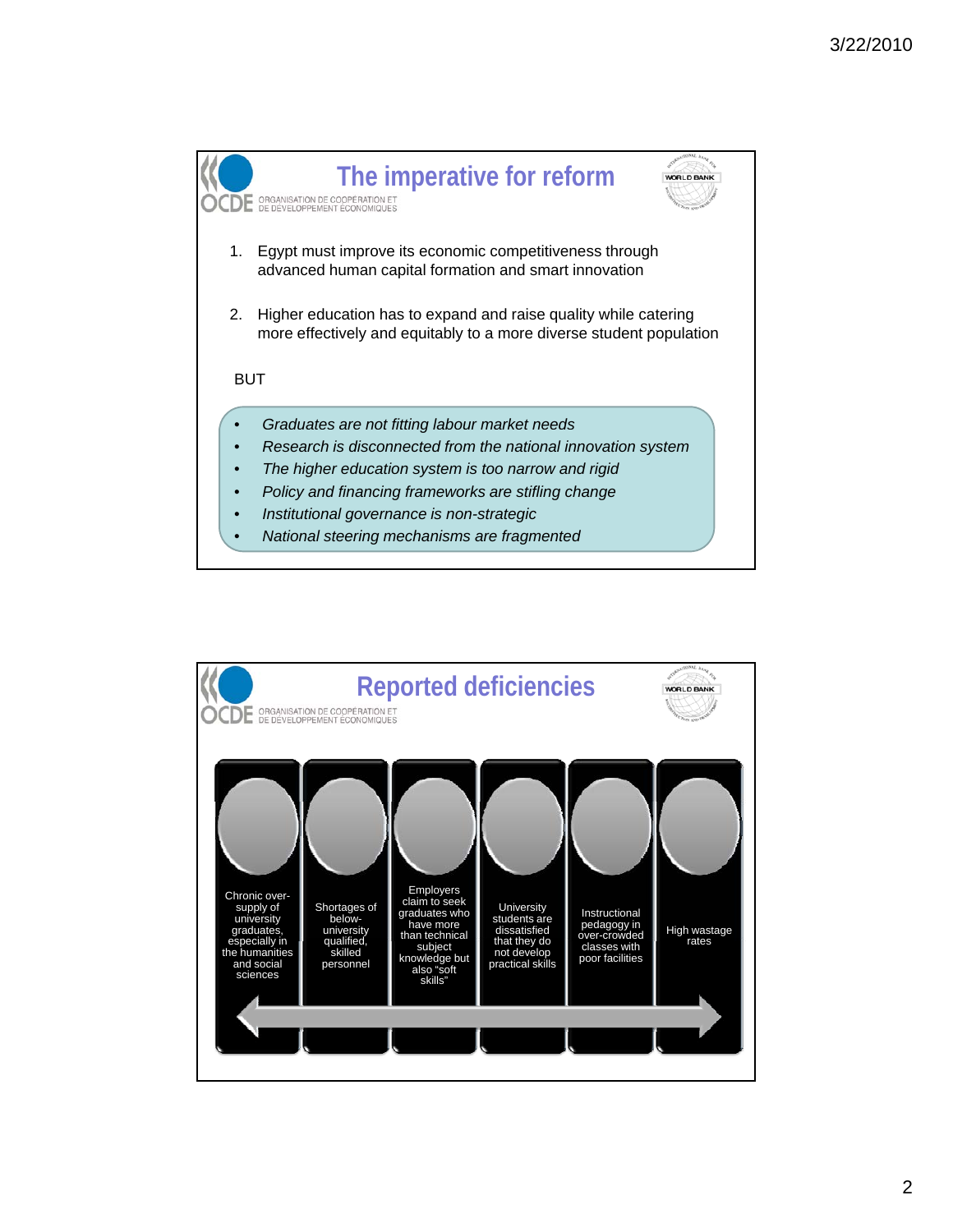## The imperative for reform

1. Egypt must improve its economic competitiveness through advanced human capital formation and smart innovation

2. Higher education has to expand and raise quality while catering more effectively and equitably to a more diverse student population

BUT

- *Graduates are not fitting labour market needs*
- *Research is disconnected from the national innovation system*
- *The higher education system is too narrow and rigid*
- *Policy and financing frameworks are stifling change*
- *Institutional governance is non-strategic*
- *National steering mechanisms are fragmented*

## Reported deficiencies

- Chronic over-supply of university graduates, especially in the humanities and social sciences
- Shortages of below-university qualified, skilled personnel
- Employers claim to seek graduates who have more than technical subject knowledge but also "soft skills"
- University students are dissatisfied that they do not develop practical skills
- Instructional pedagogy in over-crowded classes with poor facilities
- High wastage rates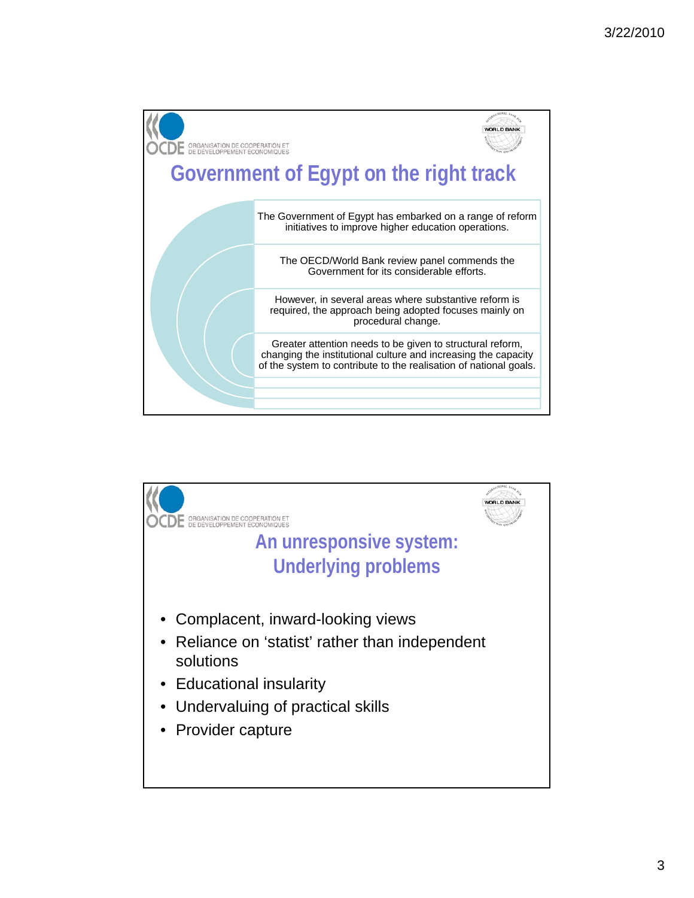## Government of Egypt on the right track

The Government of Egypt has embarked on a range of reform initiatives to improve higher education operations.

The OECD/World Bank review panel commends the Government for its considerable efforts.

However, in several areas where substantive reform is required, the approach being adopted focuses mainly on procedural change.

Greater attention needs to be given to structural reform, changing the institutional culture and increasing the capacity of the system to contribute to the realisation of national goals.

## An unresponsive system: Underlying problems

- Complacent, inward-looking views
- Reliance on ‘statist’ rather than independent solutions
- Educational insularity
- Undervaluing of practical skills
- Provider capture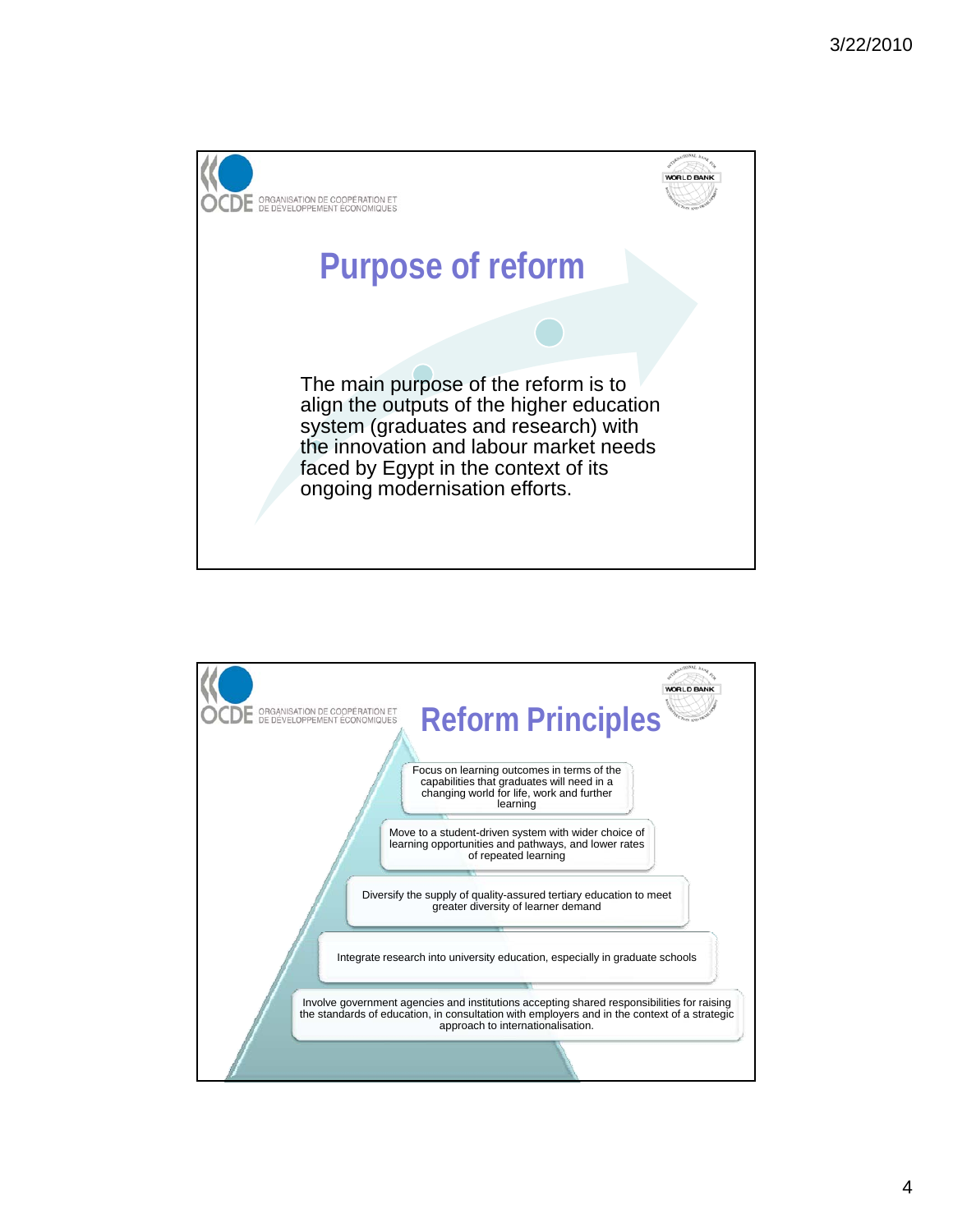OCDE ORGANISATION DE COOPÉRATION ET DE DÉVELOPPEMENT ÉCONOMIQUES

WORLD BANK

# Purpose of reform

The main purpose of the reform is to align the outputs of the higher education system (graduates and research) with the innovation and labour market needs faced by Egypt in the context of its ongoing modernisation efforts.

OCDE ORGANISATION DE COOPÉRATION ET DE DÉVELOPPEMENT ÉCONOMIQUES

WORLD BANK

# Reform Principles

- Focus on learning outcomes in terms of the capabilities that graduates will need in a changing world for life, work and further learning
- Move to a student-driven system with wider choice of learning opportunities and pathways, and lower rates of repeated learning
- Diversify the supply of quality-assured tertiary education to meet greater diversity of learner demand
- Integrate research into university education, especially in graduate schools
- Involve government agencies and institutions accepting shared responsibilities for raising the standards of education, in consultation with employers and in the context of a strategic approach to internationalisation.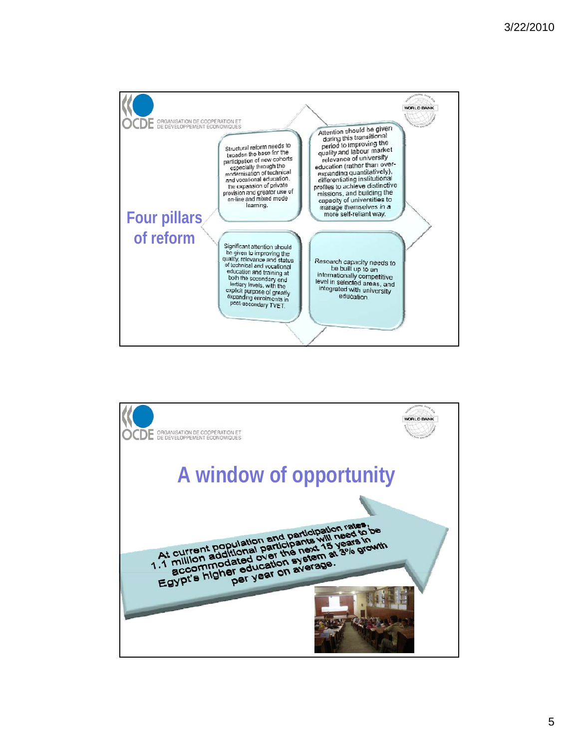OCDE ORGANISATION DE COOPÉRATION ET DE DÉVELOPPEMENT ÉCONOMIQUES

WORLD BANK

## Four pillars of reform

Structural reform needs to broaden the base for the participation of new cohorts especially through the modernisation of technical and vocational education, the expansion of private provision and greater use of on-line and mixed mode learning.

Attention should be given during this transitional period to improving the quality and labour market relevance of university education (rather than over-expanding quantitatively), differentiating institutional profiles to achieve distinctive missions, and building the capacity of universities to manage themselves in a more self-reliant way.

Significant attention should be given to improving the quality, relevance and status of technical and vocational education and training at both the secondary and tertiary levels, with the explicit purpose of greatly expanding enrolments in post-secondary TVET.

Research capacity needs to be built up to an internationally competitive level in selected areas, and integrated with university education.

---

OCDE ORGANISATION DE COOPÉRATION ET DE DÉVELOPPEMENT ÉCONOMIQUES

WORLD BANK

## A window of opportunity

At current population and participation rates, 1.1 million additional participants will need to be accommodated over the next 15 years in Egypt's higher education system at 3% growth per year on average.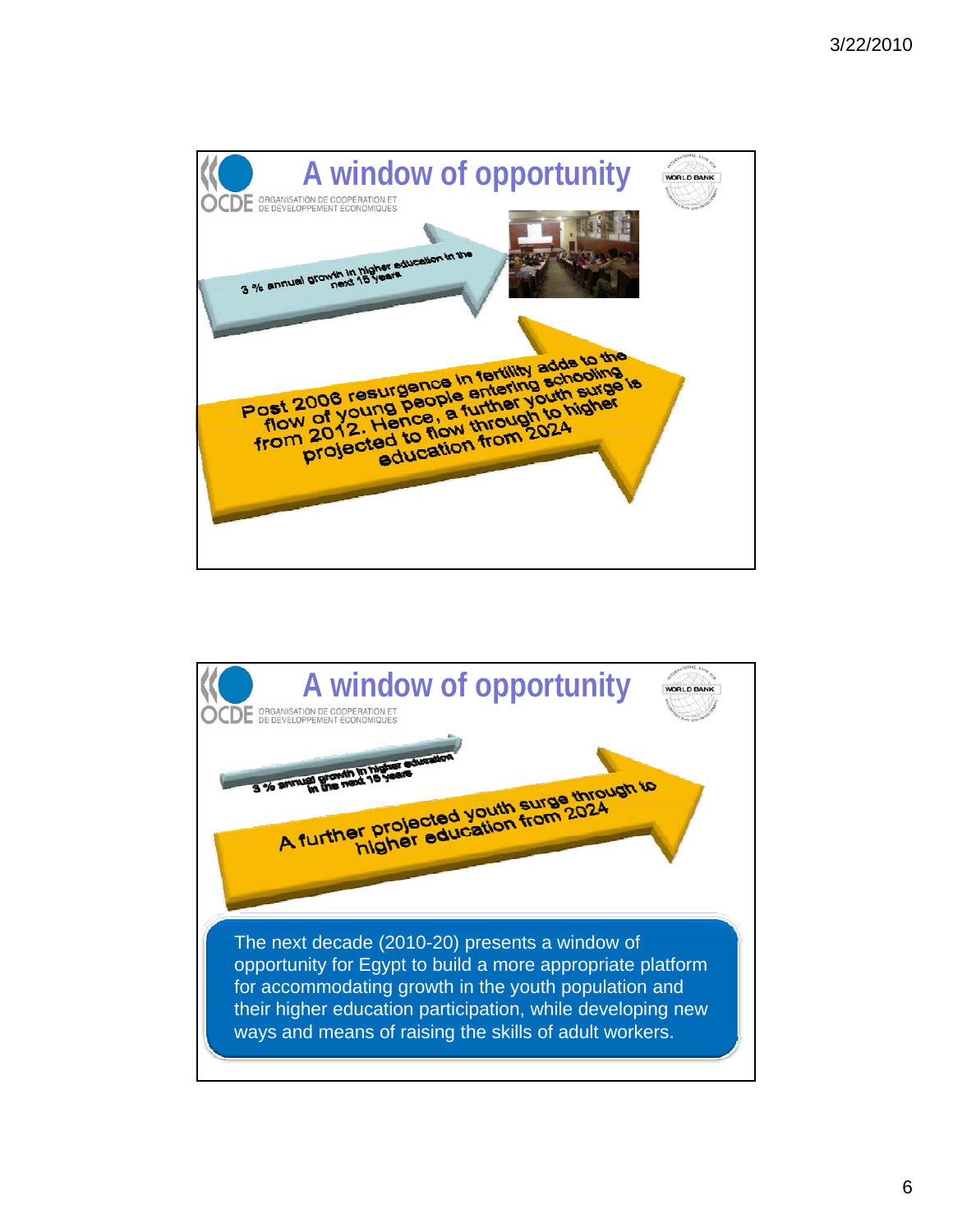## A window of opportunity

OCDE ORGANISATION DE COOPÉRATION ET DE DÉVELOPPEMENT ÉCONOMIQUES

WORLD BANK

3 % annual growth in higher education in the next 15 years

Post 2006 resurgence in fertility adds to the flow of young people entering schooling from 2012. Hence, a further youth surge is projected to flow through to higher education from 2024

## A window of opportunity

OCDE ORGANISATION DE COOPÉRATION ET DE DÉVELOPPEMENT ÉCONOMIQUES

WORLD BANK

3 % annual growth in higher education in the next 15 years

A further projected youth surge through to higher education from 2024

The next decade (2010-20) presents a window of opportunity for Egypt to build a more appropriate platform for accommodating growth in the youth population and their higher education participation, while developing new ways and means of raising the skills of adult workers.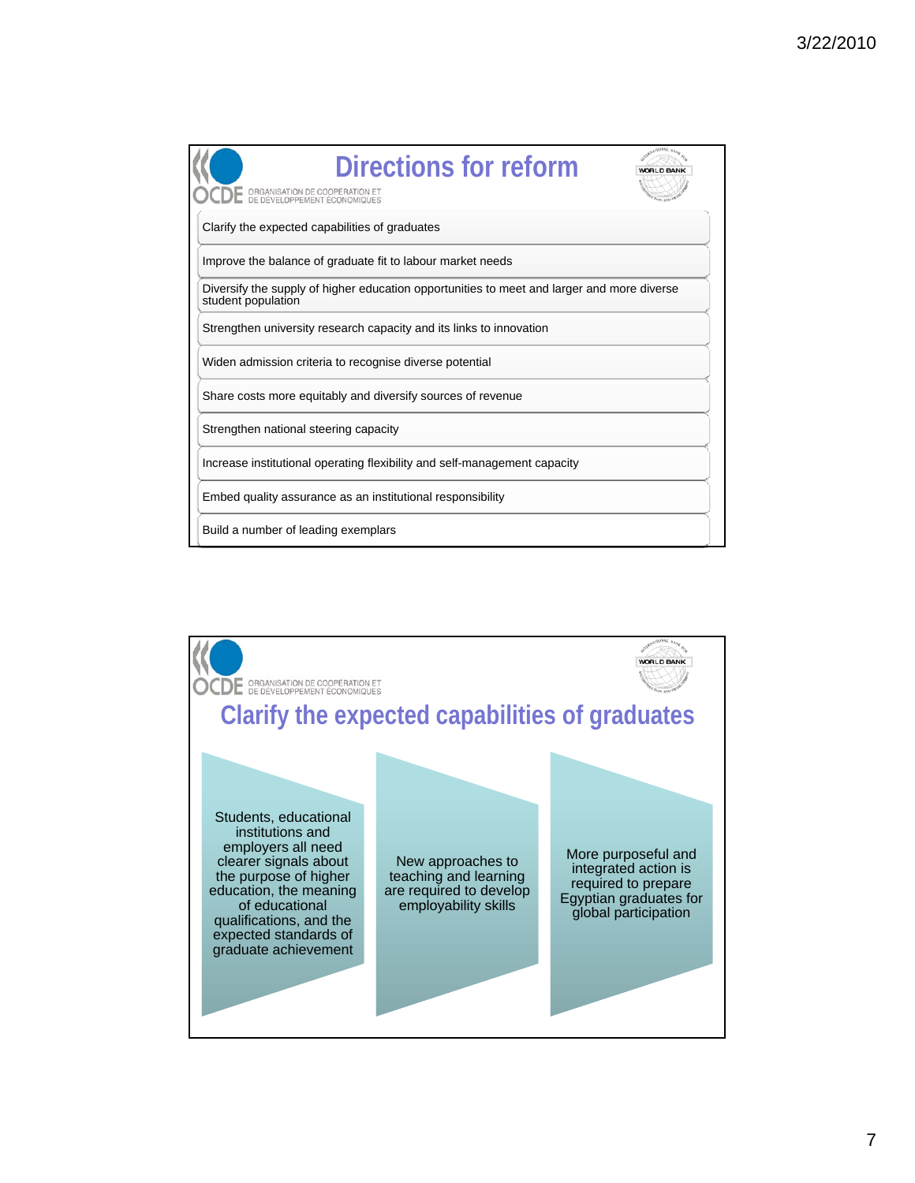## Directions for reform

- Clarify the expected capabilities of graduates
- Improve the balance of graduate fit to labour market needs
- Diversify the supply of higher education opportunities to meet and larger and more diverse student population
- Strengthen university research capacity and its links to innovation
- Widen admission criteria to recognise diverse potential
- Share costs more equitably and diversify sources of revenue
- Strengthen national steering capacity
- Increase institutional operating flexibility and self-management capacity
- Embed quality assurance as an institutional responsibility
- Build a number of leading exemplars

## Clarify the expected capabilities of graduates

- Students, educational institutions and employers all need clearer signals about the purpose of higher education, the meaning of educational qualifications, and the expected standards of graduate achievement
- New approaches to teaching and learning are required to develop employability skills
- More purposeful and integrated action is required to prepare Egyptian graduates for global participation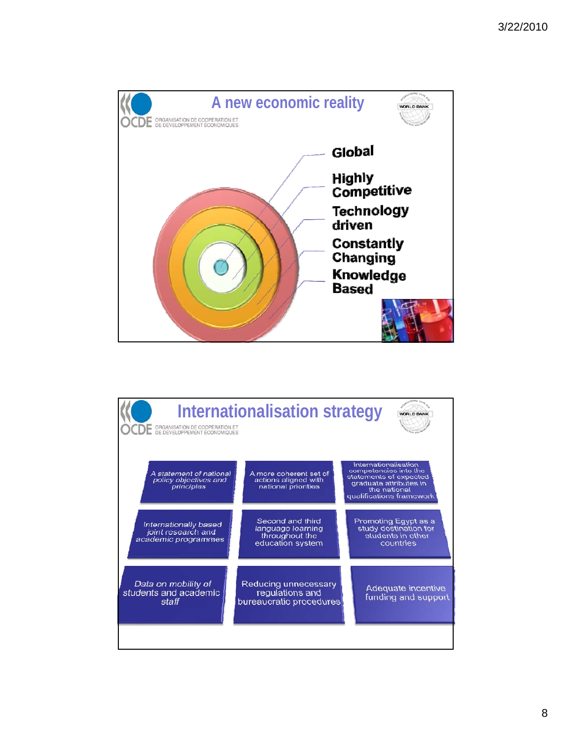## A new economic reality

OCDE ORGANISATION DE COOPÉRATION ET DE DÉVELOPPEMENT ÉCONOMIQUES

WORLD BANK

- Global
- Highly Competitive
- Technology driven
- Constantly Changing
- Knowledge Based

## Internationalisation strategy

OCDE ORGANISATION DE COOPÉRATION ET DE DÉVELOPPEMENT ÉCONOMIQUES

WORLD BANK

- A statement of national policy objectives and principles
- A more coherent set of actions aligned with national priorities
- Internationalisation competencies into the statements of expected graduate attributes in the national qualifications framework
- Internationally based joint research and academic programmes
- Second and third language learning throughout the education system
- Promoting Egypt as a study destination for students in other countries
- Data on mobility of students and academic staff
- Reducing unnecessary regulations and bureaucratic procedures
- Adequate incentive funding and support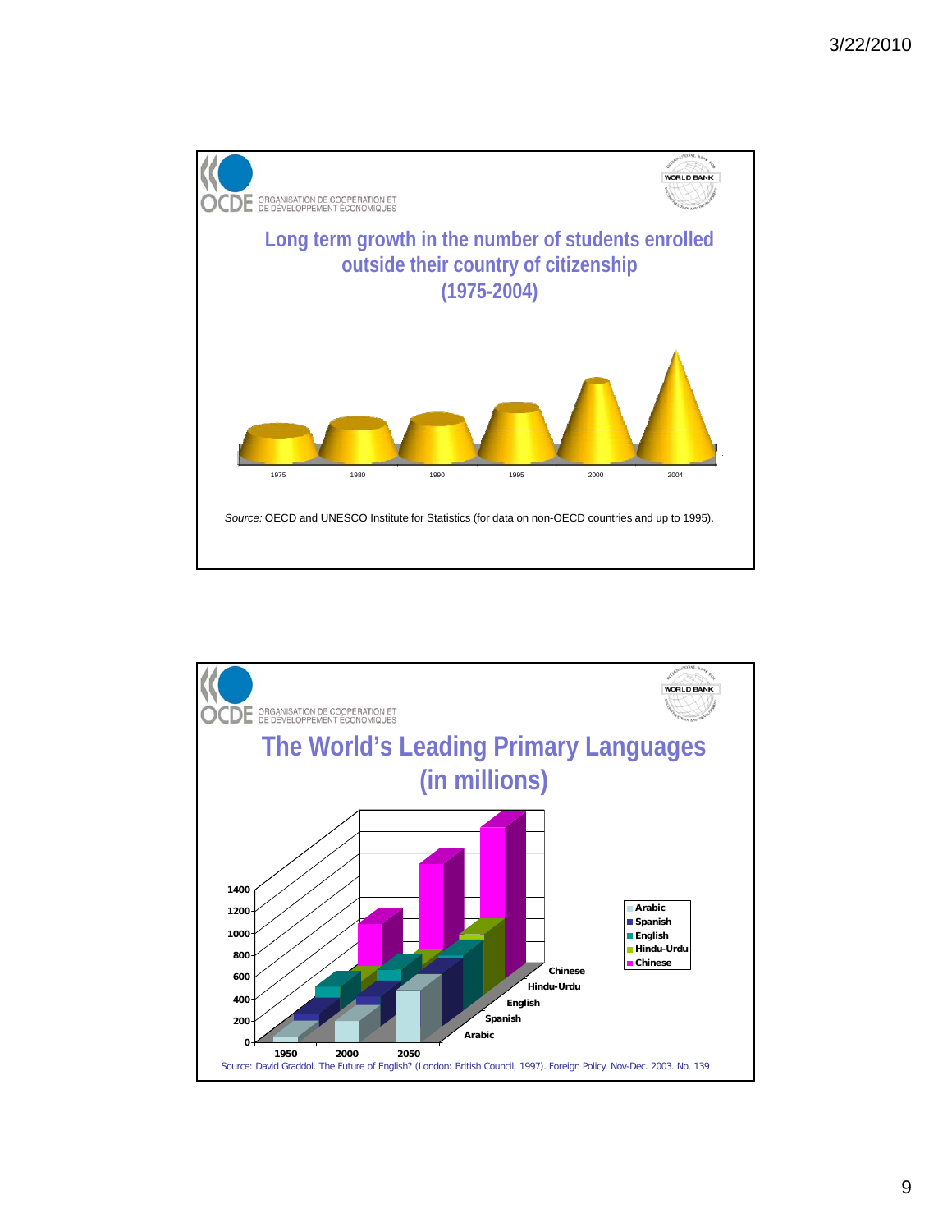ORGANISATION DE COOPÉRATION ET DE DÉVELOPPEMENT ÉCONOMIQUES

WORLD BANK

## Long term growth in the number of students enrolled outside their country of citizenship (1975-2004)

1975 1980 1990 1995 2000 2004

*Source:* OECD and UNESCO Institute for Statistics (for data on non-OECD countries and up to 1995).

ORGANISATION DE COOPÉRATION ET DE DÉVELOPPEMENT ÉCONOMIQUES

WORLD BANK

## The World's Leading Primary Languages (in millions)

1400
1200
1000
800
600
400
200
0

1950 2000 2050

Chinese
Hindu-Urdu
English
Spanish
Arabic

Arabic
Spanish
English
Hindu-Urdu
Chinese

Source: David Graddol. The Future of English? (London: British Council, 1997). Foreign Policy. Nov-Dec. 2003. No. 139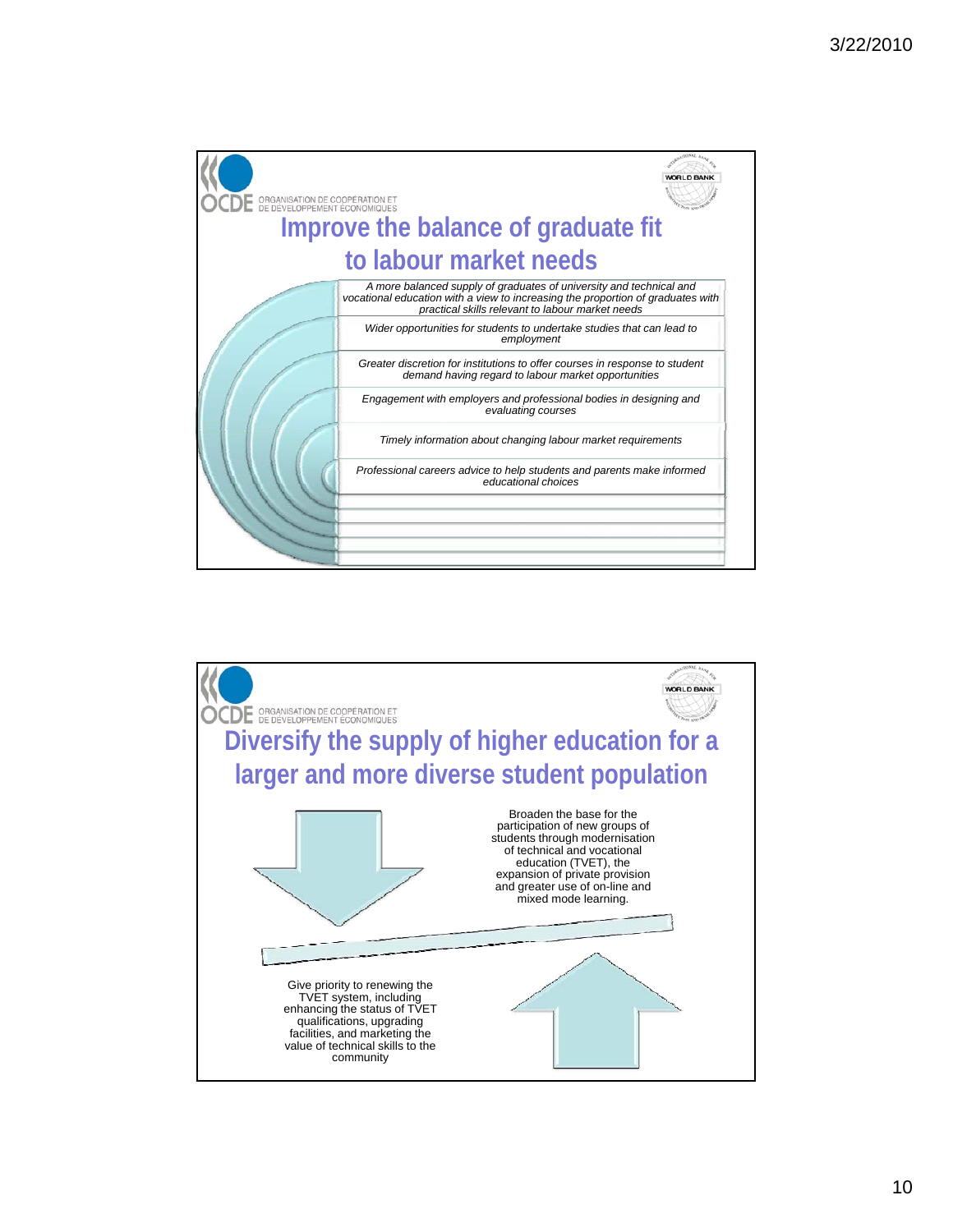## Improve the balance of graduate fit to labour market needs

- *A more balanced supply of graduates of university and technical and vocational education with a view to increasing the proportion of graduates with practical skills relevant to labour market needs*
- *Wider opportunities for students to undertake studies that can lead to employment*
- *Greater discretion for institutions to offer courses in response to student demand having regard to labour market opportunities*
- *Engagement with employers and professional bodies in designing and evaluating courses*
- *Timely information about changing labour market requirements*
- *Professional careers advice to help students and parents make informed educational choices*

## Diversify the supply of higher education for a larger and more diverse student population

Broaden the base for the participation of new groups of students through modernisation of technical and vocational education (TVET), the expansion of private provision and greater use of on-line and mixed mode learning.

Give priority to renewing the TVET system, including enhancing the status of TVET qualifications, upgrading facilities, and marketing the value of technical skills to the community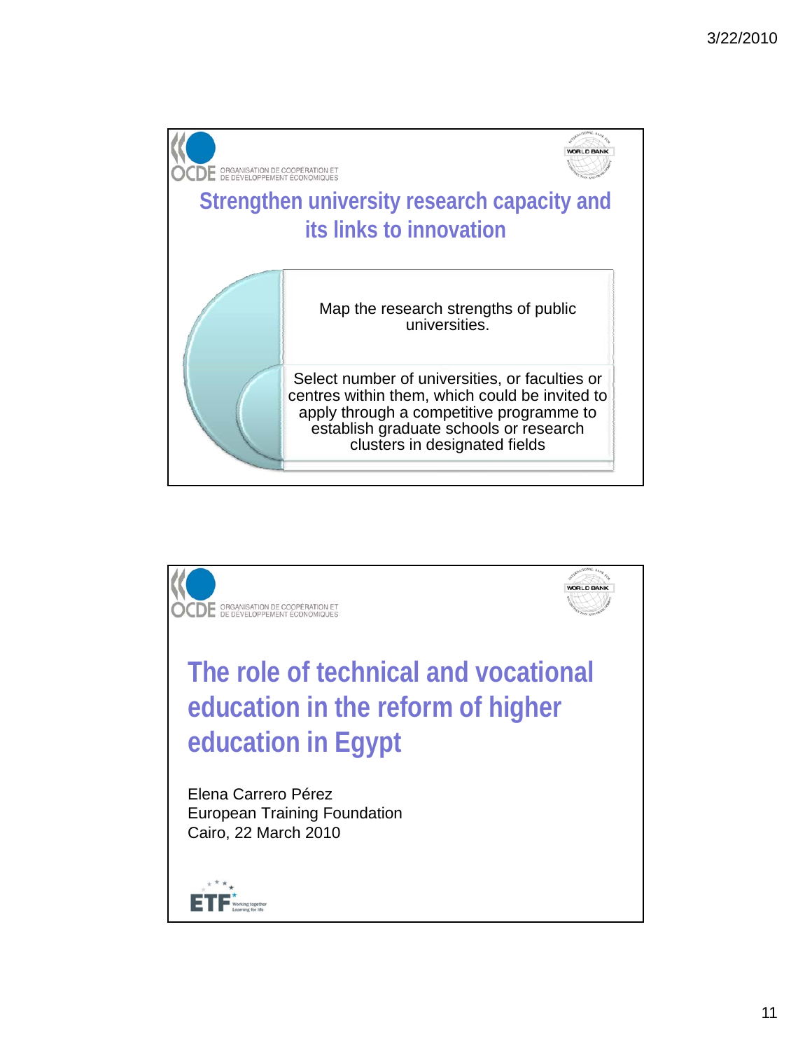OCDE ORGANISATION DE COOPÉRATION ET DE DÉVELOPPEMENT ÉCONOMIQUES

WORLD BANK

## Strengthen university research capacity and its links to innovation

- Map the research strengths of public universities.
- Select number of universities, or faculties or centres within them, which could be invited to apply through a competitive programme to establish graduate schools or research clusters in designated fields

OCDE ORGANISATION DE COOPÉRATION ET DE DÉVELOPPEMENT ÉCONOMIQUES

WORLD BANK

# The role of technical and vocational education in the reform of higher education in Egypt

Elena Carrero Pérez
European Training Foundation
Cairo, 22 March 2010

ETF Working together Learning for life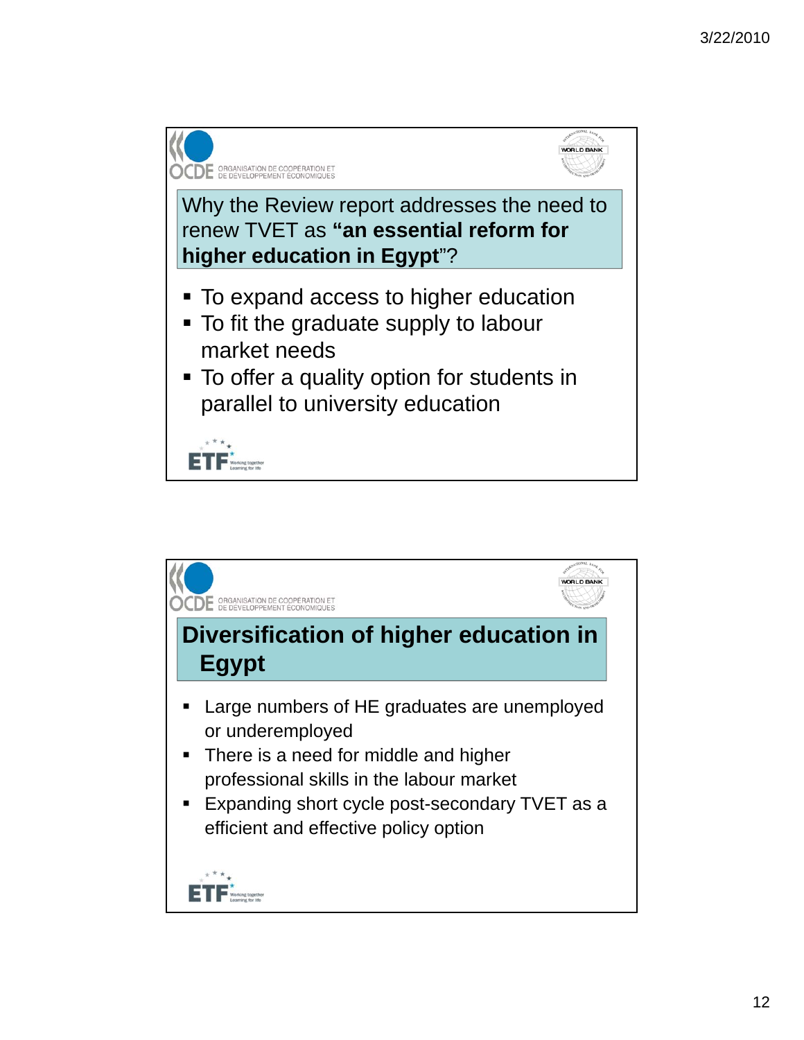## Why the Review report addresses the need to renew TVET as **"an essential reform for higher education in Egypt"**?

- To expand access to higher education
- To fit the graduate supply to labour market needs
- To offer a quality option for students in parallel to university education

## Diversification of higher education in Egypt

- Large numbers of HE graduates are unemployed or underemployed
- There is a need for middle and higher professional skills in the labour market
- Expanding short cycle post-secondary TVET as a efficient and effective policy option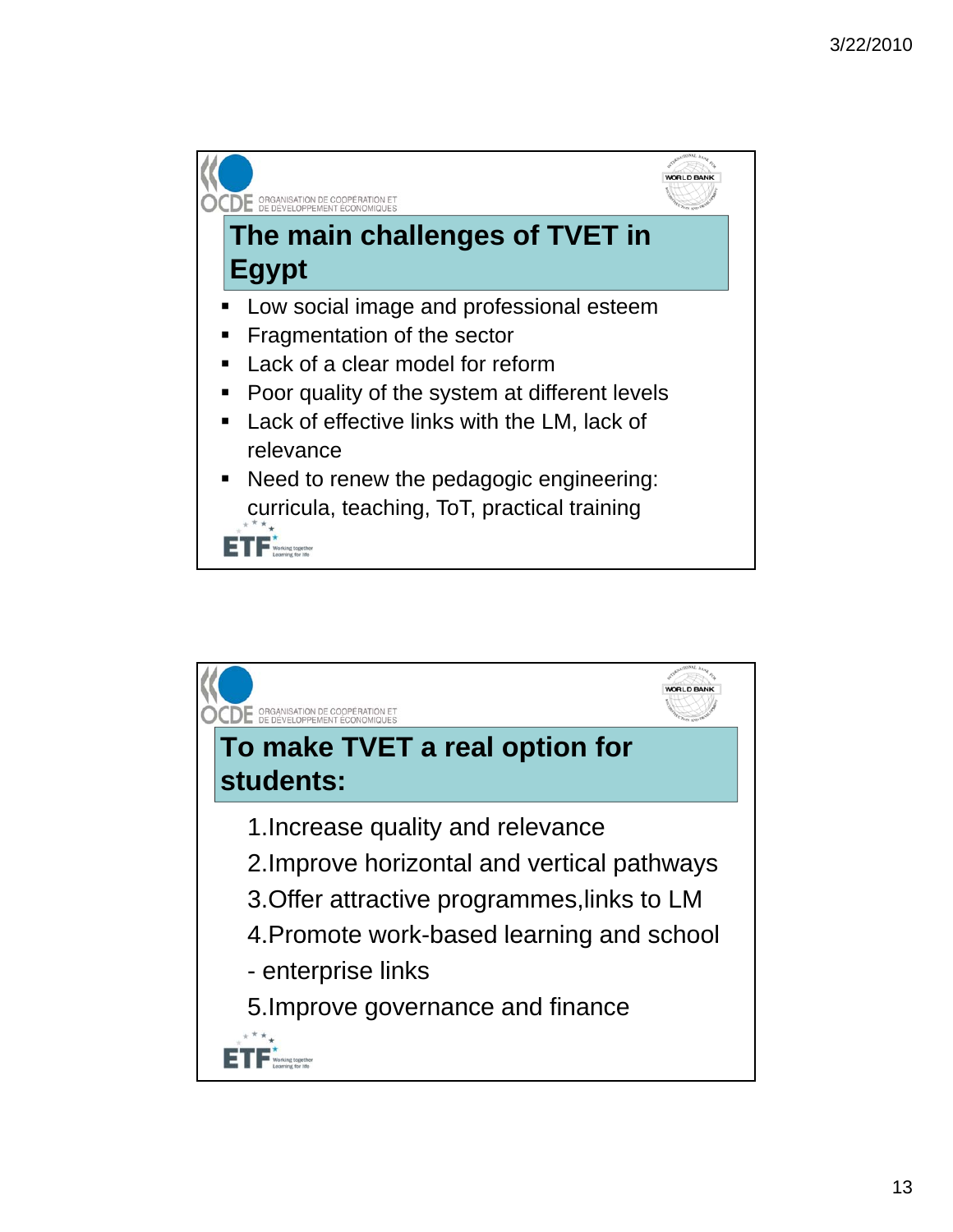## The main challenges of TVET in Egypt

- Low social image and professional esteem
- Fragmentation of the sector
- Lack of a clear model for reform
- Poor quality of the system at different levels
- Lack of effective links with the LM, lack of relevance
- Need to renew the pedagogic engineering: curricula, teaching, ToT, practical training

## To make TVET a real option for students:

1. Increase quality and relevance
2. Improve horizontal and vertical pathways
3. Offer attractive programmes,links to LM
4. Promote work-based learning and school - enterprise links
5. Improve governance and finance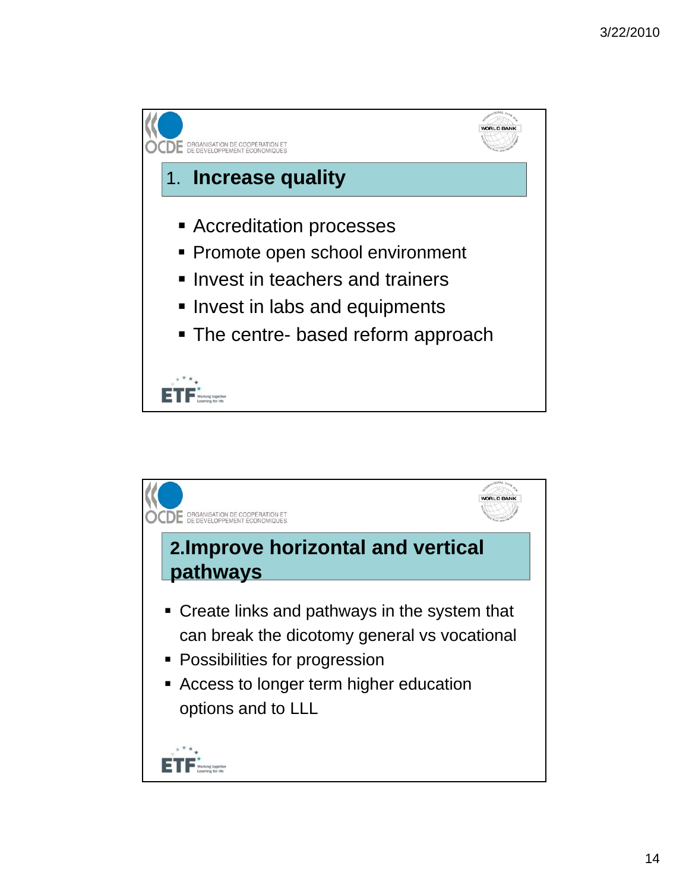## 1. Increase quality

- Accreditation processes
- Promote open school environment
- Invest in teachers and trainers
- Invest in labs and equipments
- The centre- based reform approach

## 2.Improve horizontal and vertical pathways

- Create links and pathways in the system that can break the dicotomy general vs vocational
- Possibilities for progression
- Access to longer term higher education options and to LLL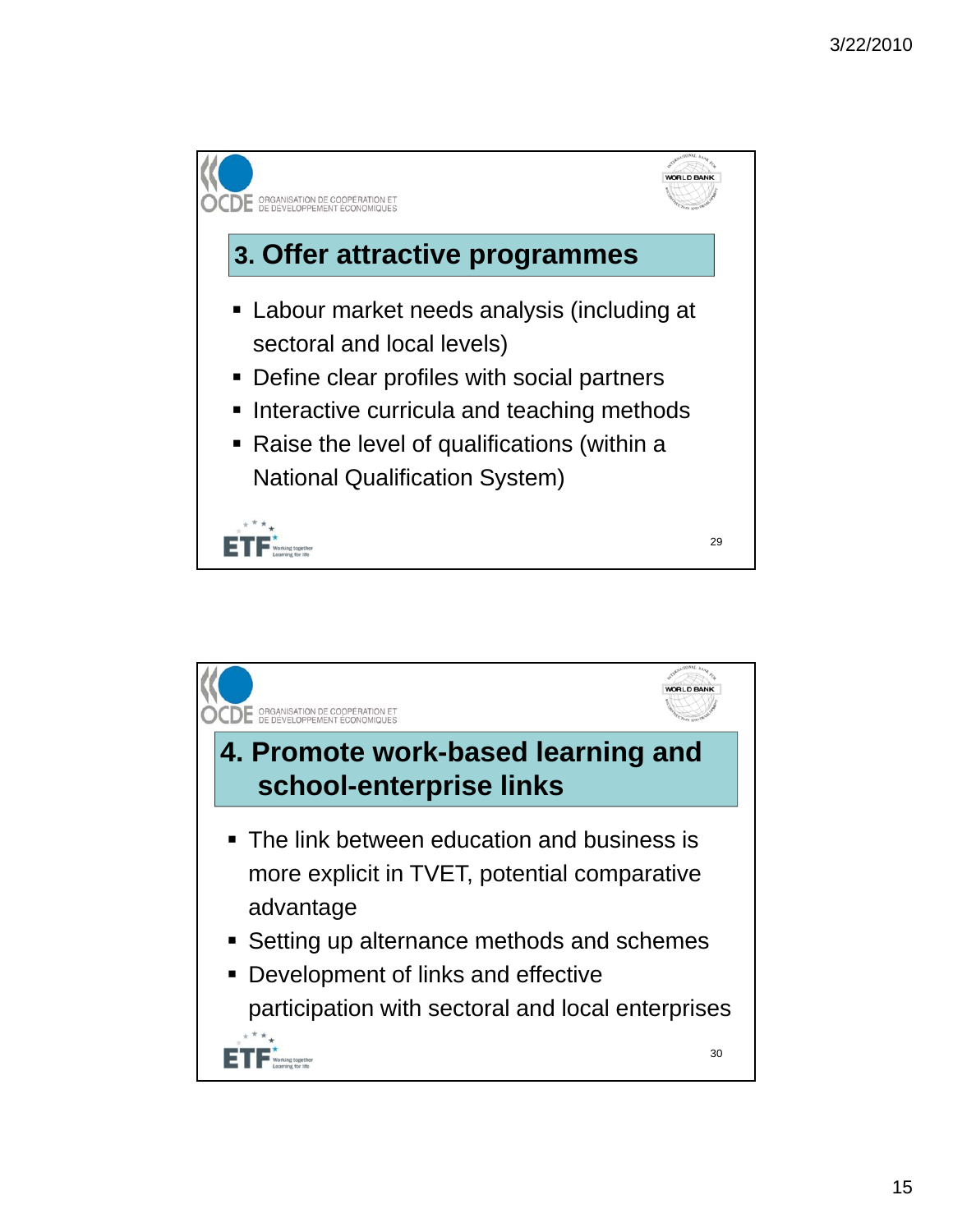## 3. Offer attractive programmes

- Labour market needs analysis (including at sectoral and local levels)
- Define clear profiles with social partners
- Interactive curricula and teaching methods
- Raise the level of qualifications (within a National Qualification System)

## 4. Promote work-based learning and school-enterprise links

- The link between education and business is more explicit in TVET, potential comparative advantage
- Setting up alternance methods and schemes
- Development of links and effective participation with sectoral and local enterprises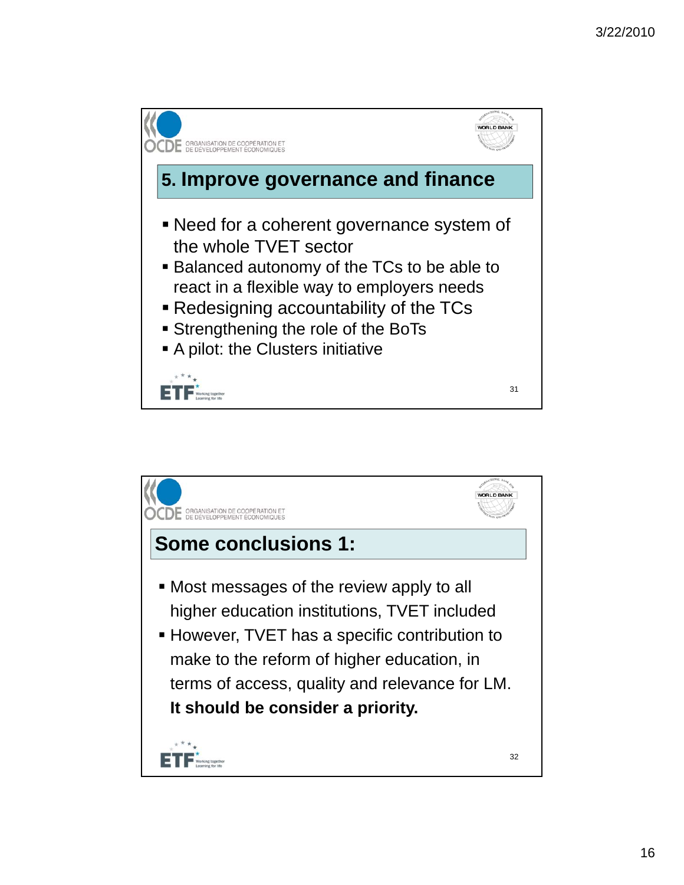## 5. Improve governance and finance

- Need for a coherent governance system of the whole TVET sector
- Balanced autonomy of the TCs to be able to react in a flexible way to employers needs
- Redesigning accountability of the TCs
- Strengthening the role of the BoTs
- A pilot: the Clusters initiative

## Some conclusions 1:

- Most messages of the review apply to all higher education institutions, TVET included
- However, TVET has a specific contribution to make to the reform of higher education, in terms of access, quality and relevance for LM. **It should be consider a priority.**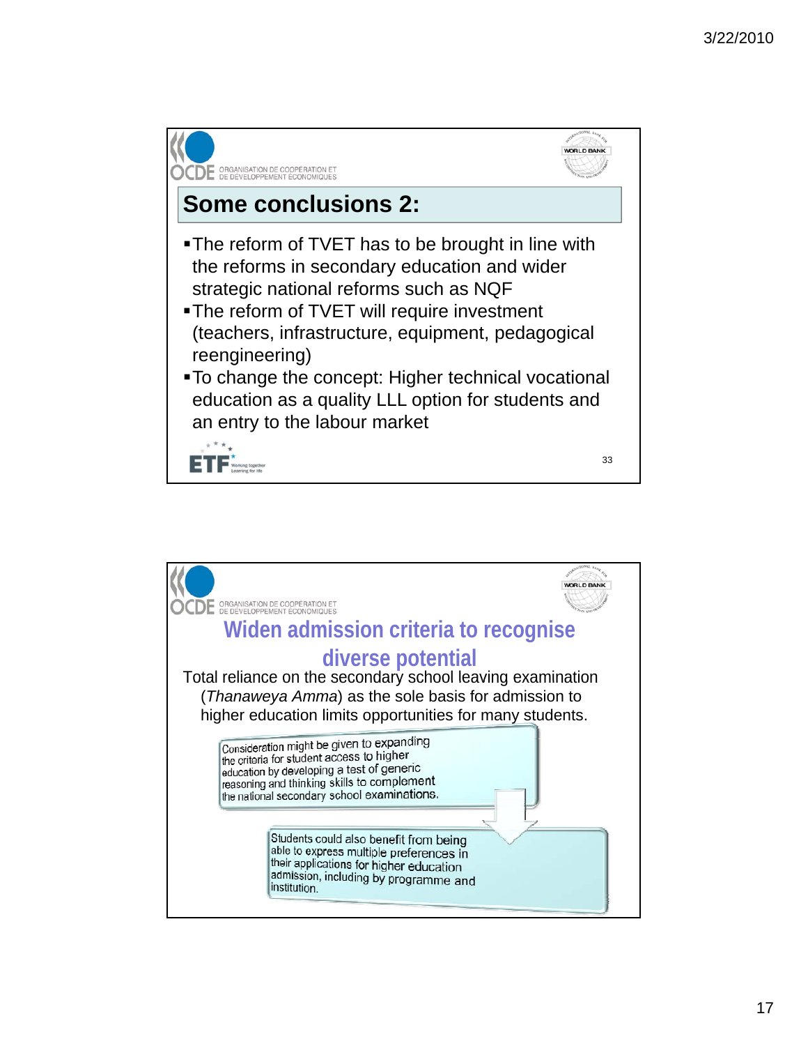## Some conclusions 2:

- The reform of TVET has to be brought in line with the reforms in secondary education and wider strategic national reforms such as NQF
- The reform of TVET will require investment (teachers, infrastructure, equipment, pedagogical reengineering)
- To change the concept: Higher technical vocational education as a quality LLL option for students and an entry to the labour market

## Widen admission criteria to recognise diverse potential

Total reliance on the secondary school leaving examination (*Thanaweya Amma*) as the sole basis for admission to higher education limits opportunities for many students.

Consideration might be given to expanding the criteria for student access to higher education by developing a test of generic reasoning and thinking skills to complement the national secondary school examinations.

Students could also benefit from being able to express multiple preferences in their applications for higher education admission, including by programme and institution.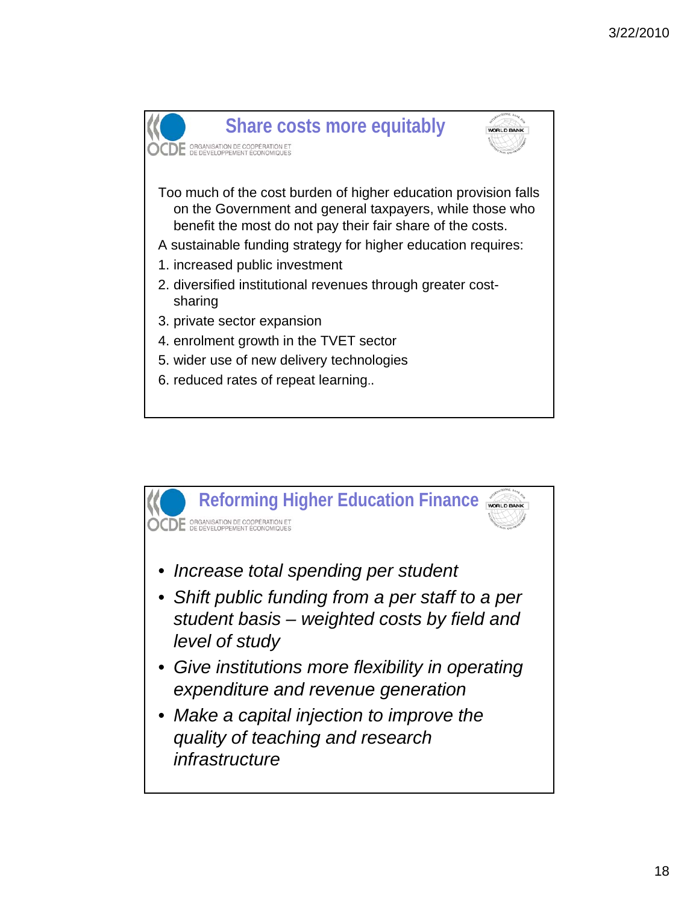## Share costs more equitably

Too much of the cost burden of higher education provision falls on the Government and general taxpayers, while those who benefit the most do not pay their fair share of the costs.

A sustainable funding strategy for higher education requires:

1. increased public investment
2. diversified institutional revenues through greater cost-sharing
3. private sector expansion
4. enrolment growth in the TVET sector
5. wider use of new delivery technologies
6. reduced rates of repeat learning..

## Reforming Higher Education Finance

- *Increase total spending per student*
- *Shift public funding from a per staff to a per student basis – weighted costs by field and level of study*
- *Give institutions more flexibility in operating expenditure and revenue generation*
- *Make a capital injection to improve the quality of teaching and research infrastructure*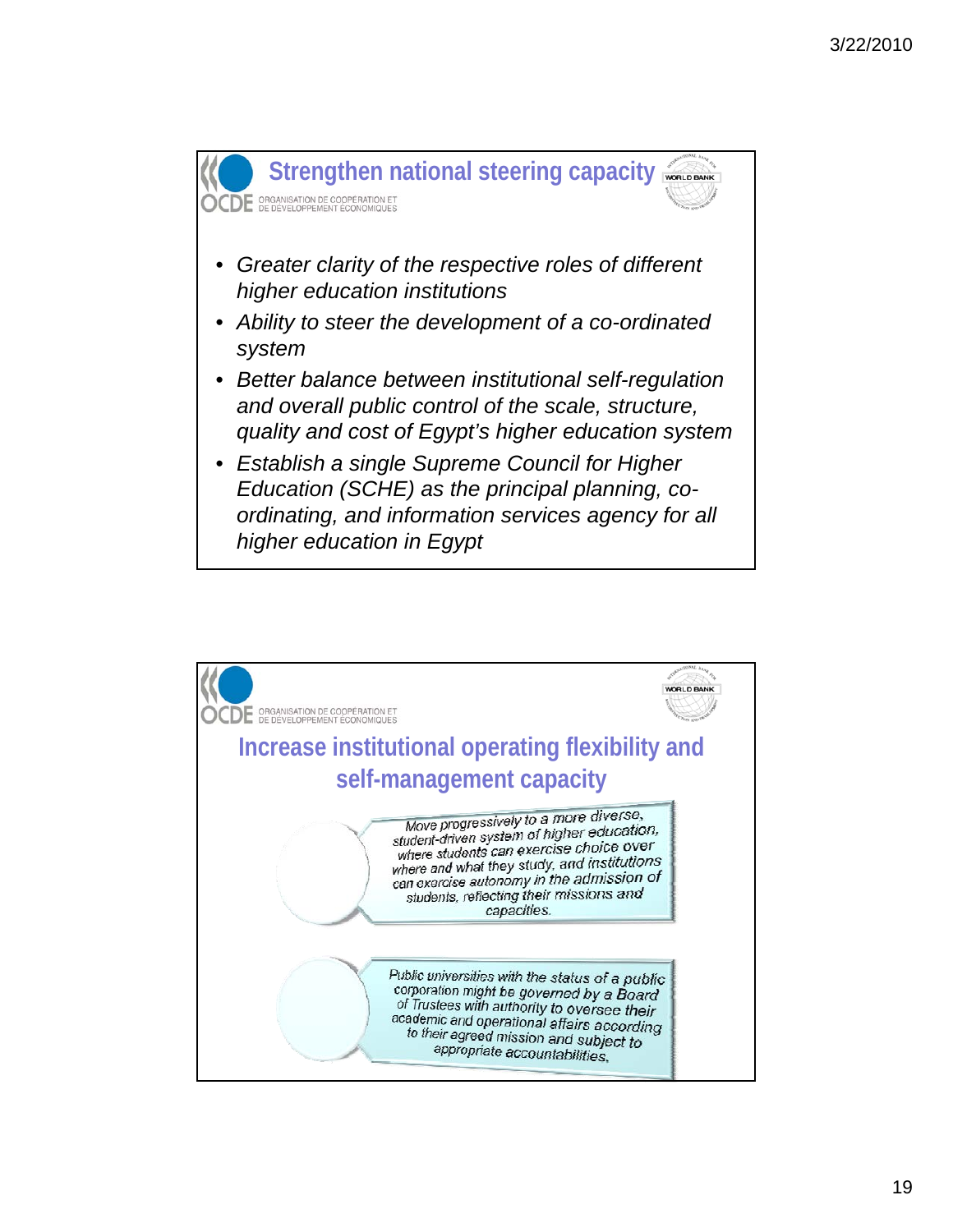## Strengthen national steering capacity

- *Greater clarity of the respective roles of different higher education institutions*
- *Ability to steer the development of a co-ordinated system*
- *Better balance between institutional self-regulation and overall public control of the scale, structure, quality and cost of Egypt's higher education system*
- *Establish a single Supreme Council for Higher Education (SCHE) as the principal planning, co-ordinating, and information services agency for all higher education in Egypt*

## Increase institutional operating flexibility and self-management capacity

*Move progressively to a more diverse, student-driven system of higher education, where students can exercise choice over where and what they study, and institutions can exercise autonomy in the admission of students, reflecting their missions and capacities.*

*Public universities with the status of a public corporation might be governed by a Board of Trustees with authority to oversee their academic and operational affairs according to their agreed mission and subject to appropriate accountabilities.*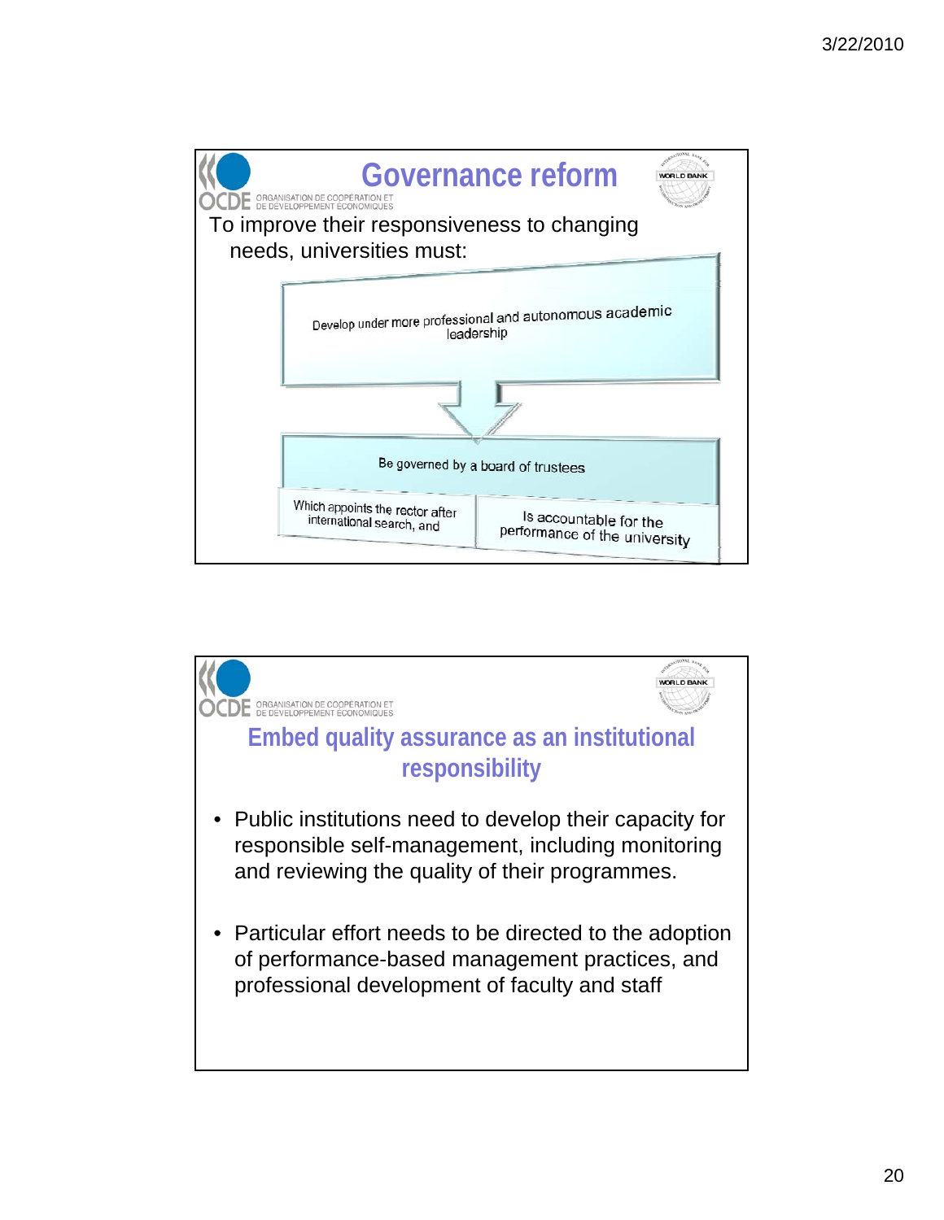## Governance reform

To improve their responsiveness to changing needs, universities must:

Develop under more professional and autonomous academic leadership

Be governed by a board of trustees

Which appoints the rector after international search, and

Is accountable for the performance of the university

## Embed quality assurance as an institutional responsibility

- Public institutions need to develop their capacity for responsible self-management, including monitoring and reviewing the quality of their programmes.
- Particular effort needs to be directed to the adoption of performance-based management practices, and professional development of faculty and staff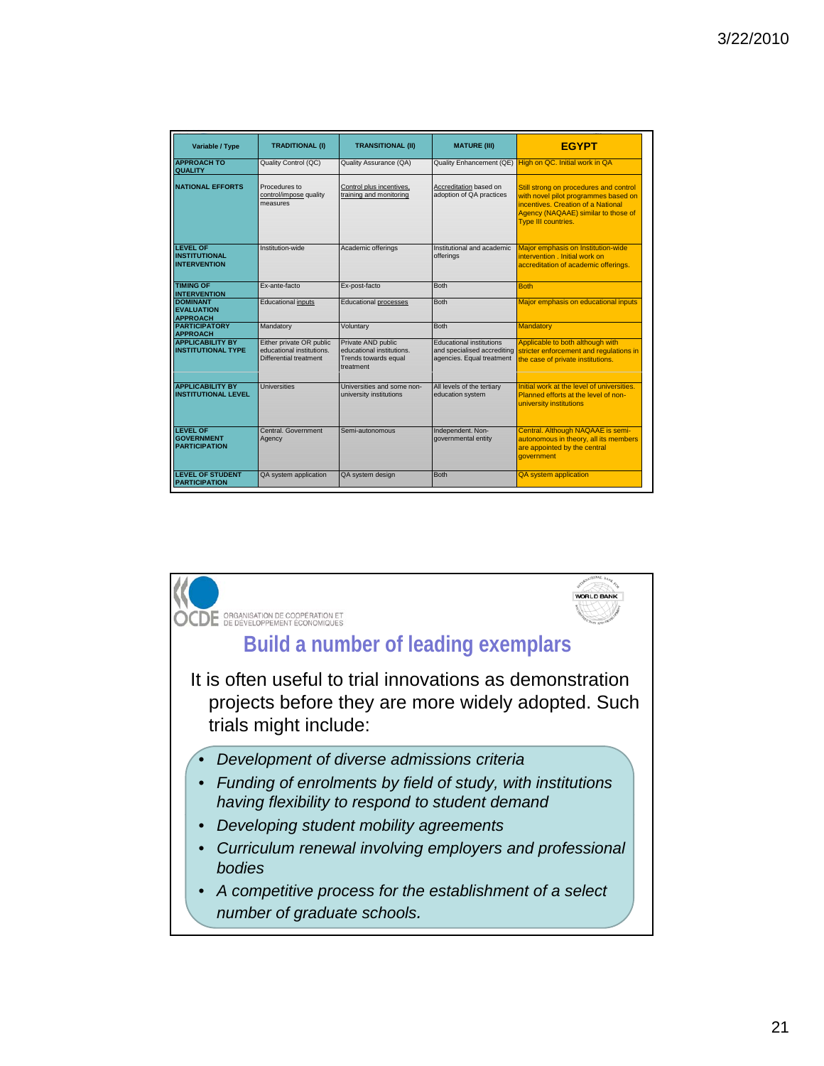| Variable / Type | TRADITIONAL (I) | TRANSITIONAL (II) | MATURE (III) | EGYPT |
|---|---|---|---|---|
| APPROACH TO QUALITY | Quality Control (QC) | Quality Assurance (QA) | Quality Enhancement (QE) | High on QC. Initial work in QA |
| NATIONAL EFFORTS | Procedures to control/impose quality measures | Control plus incentives, training and monitoring | Accreditation based on adoption of QA practices | Still strong on procedures and control with novel pilot programmes based on incentives. Creation of a National Agency (NAQAAE) similar to those of Type III countries. |
| LEVEL OF INSTITUTIONAL INTERVENTION | Institution-wide | Academic offerings | Institutional and academic offerings | Major emphasis on Institution-wide intervention . Initial work on accreditation of academic offerings. |
| TIMING OF INTERVENTION | Ex-ante-facto | Ex-post-facto | Both | Both |
| DOMINANT EVALUATION APPROACH | Educational inputs | Educational processes | Both | Major emphasis on educational inputs |
| PARTICIPATORY APPROACH | Mandatory | Voluntary | Both | Mandatory |
| APPLICABILITY BY INSTITUTIONAL TYPE | Either private OR public educational institutions. Differential treatment | Private AND public educational institutions. Trends towards equal treatment | Educational institutions and specialised accrediting agencies. Equal treatment | Applicable to both although with stricter enforcement and regulations in the case of private institutions. |
| APPLICABILITY BY INSTITUTIONAL LEVEL | Universities | Universities and some non-university institutions | All levels of the tertiary education system | Initial work at the level of universities. Planned efforts at the level of non-university institutions |
| LEVEL OF GOVERNMENT PARTICIPATION | Central. Government Agency | Semi-autonomous | Independent. Non-governmental entity | Central. Although NAQAAE is semi-autonomous in theory, all its members are appointed by the central government |
| LEVEL OF STUDENT PARTICIPATION | QA system application | QA system design | Both | QA system application |

OCDE ORGANISATION DE COOPÉRATION ET DE DÉVELOPPEMENT ÉCONOMIQUES

WORLD BANK

## Build a number of leading exemplars

It is often useful to trial innovations as demonstration projects before they are more widely adopted. Such trials might include:

- *Development of diverse admissions criteria*
- *Funding of enrolments by field of study, with institutions having flexibility to respond to student demand*
- *Developing student mobility agreements*
- *Curriculum renewal involving employers and professional bodies*
- *A competitive process for the establishment of a select number of graduate schools.*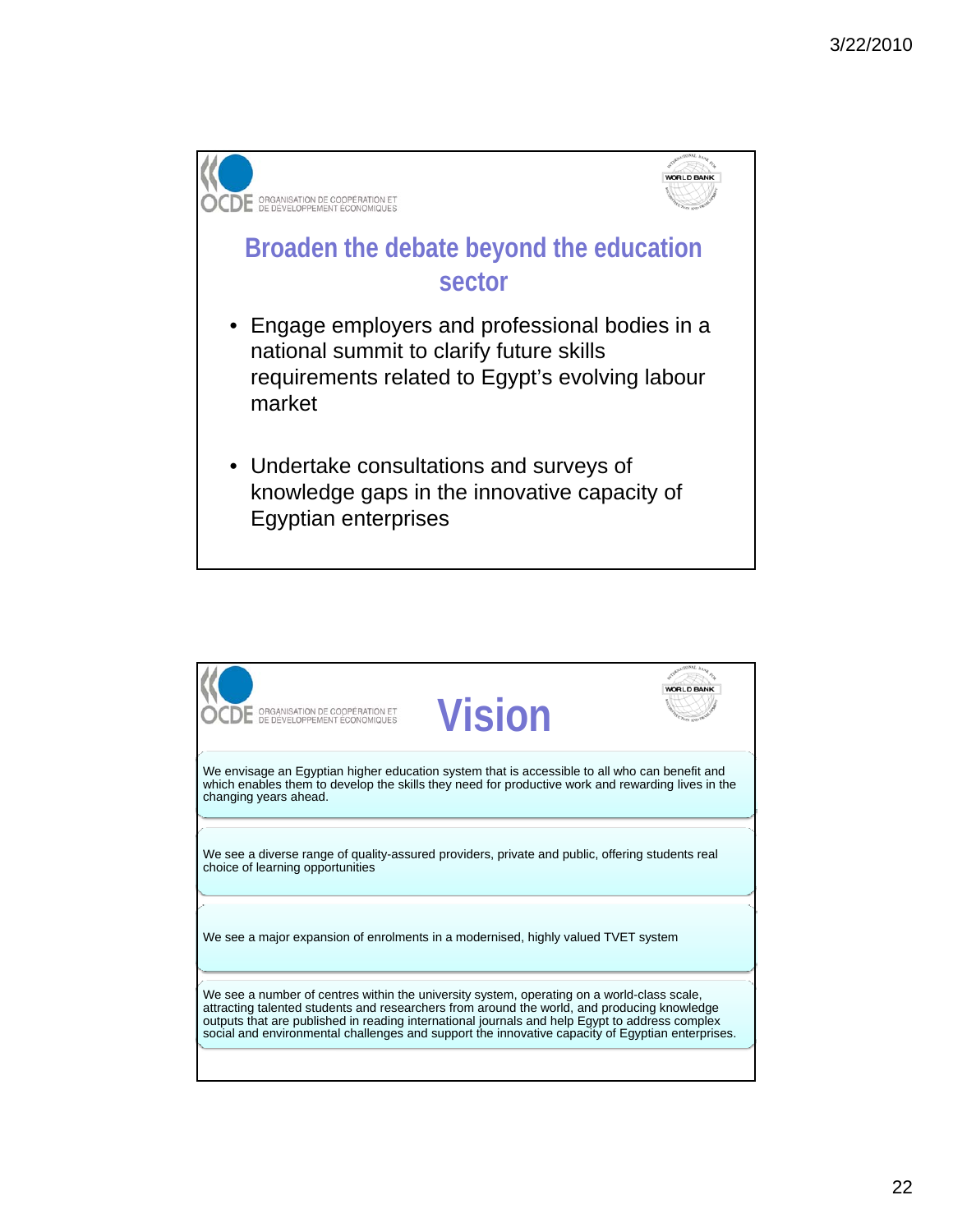## Broaden the debate beyond the education sector

- Engage employers and professional bodies in a national summit to clarify future skills requirements related to Egypt's evolving labour market

- Undertake consultations and surveys of knowledge gaps in the innovative capacity of Egyptian enterprises

## Vision

We envisage an Egyptian higher education system that is accessible to all who can benefit and which enables them to develop the skills they need for productive work and rewarding lives in the changing years ahead.

We see a diverse range of quality-assured providers, private and public, offering students real choice of learning opportunities

We see a major expansion of enrolments in a modernised, highly valued TVET system

We see a number of centres within the university system, operating on a world-class scale, attracting talented students and researchers from around the world, and producing knowledge outputs that are published in reading international journals and help Egypt to address complex social and environmental challenges and support the innovative capacity of Egyptian enterprises.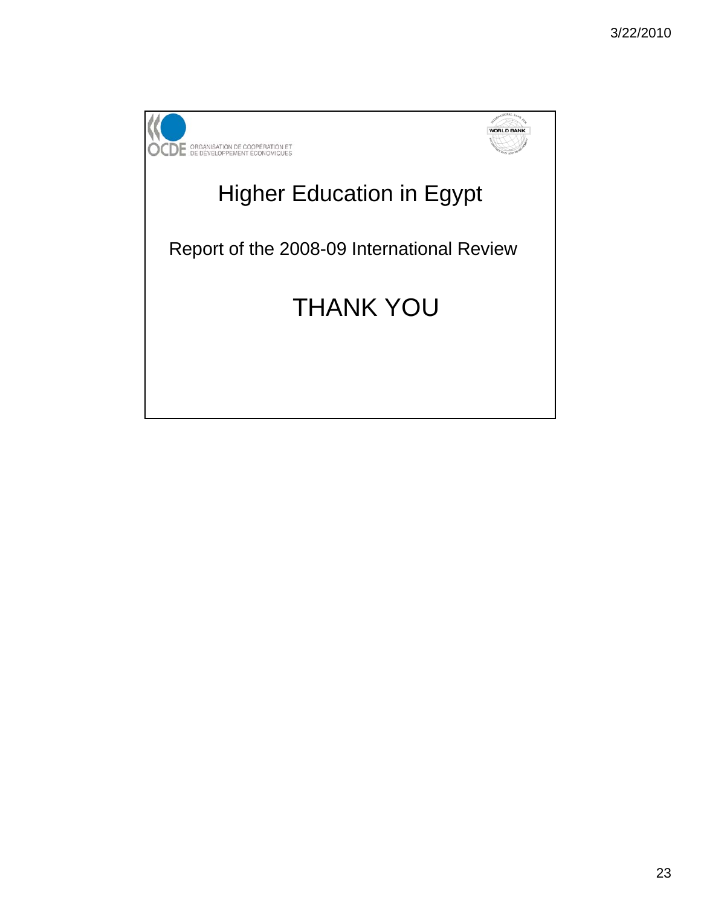OCDE ORGANISATION DE COOPÉRATION ET DE DÉVELOPPEMENT ÉCONOMIQUES

WORLD BANK

# Higher Education in Egypt

Report of the 2008-09 International Review

THANK YOU